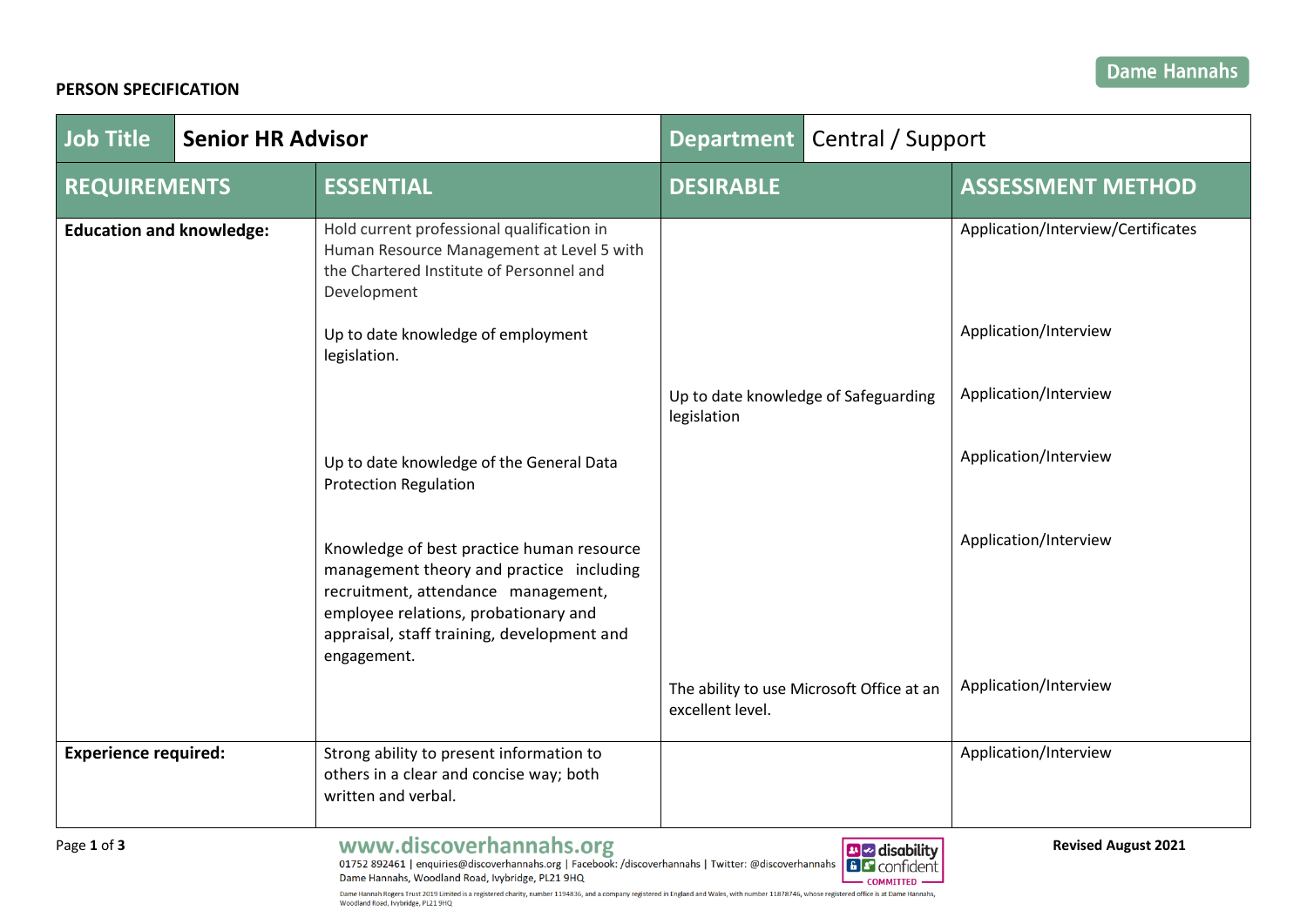**PERSON SPECIFICATION**

| **Job Title** | **Senior HR Advisor** | **Department** | Central / Support |
|---|---|---|---|
| **REQUIREMENTS** | **ESSENTIAL** | **DESIRABLE** | **ASSESSMENT METHOD** |
| **Education and knowledge:** | Hold current professional qualification in Human Resource Management at Level 5 with the Chartered Institute of Personnel and Development | | Application/Interview/Certificates |
| | Up to date knowledge of employment legislation. | | Application/Interview |
| | | Up to date knowledge of Safeguarding legislation | Application/Interview |
| | Up to date knowledge of the General Data Protection Regulation | | Application/Interview |
| | Knowledge of best practice human resource management theory and practice including recruitment, attendance management, employee relations, probationary and appraisal, staff training, development and engagement. | | Application/Interview |
| | | The ability to use Microsoft Office at an excellent level. | Application/Interview |
| **Experience required:** | Strong ability to present information to others in a clear and concise way; both written and verbal. | | Application/Interview |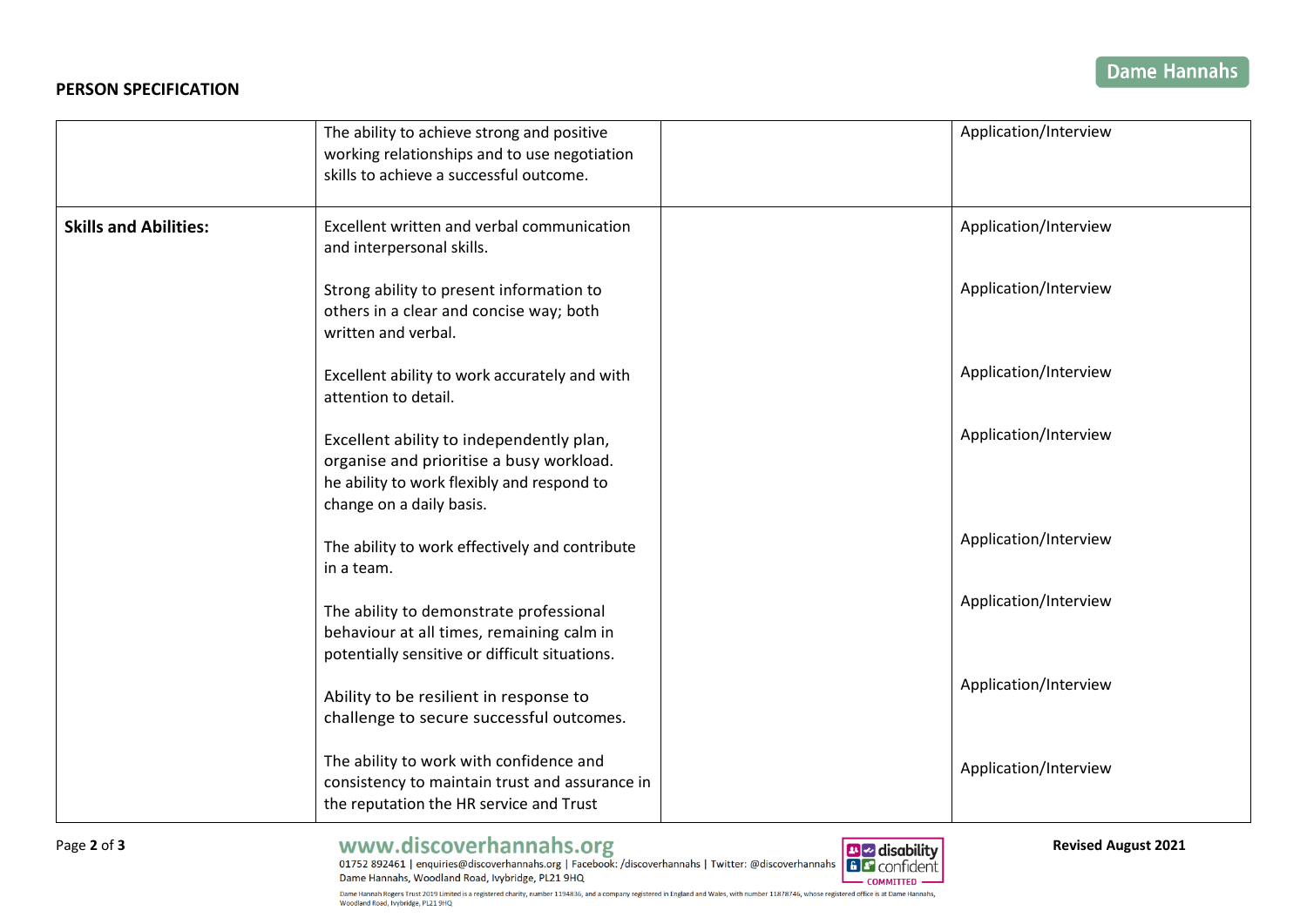**PERSON SPECIFICATION**

| | | | |
|---|---|---|---|
| | The ability to achieve strong and positive working relationships and to use negotiation skills to achieve a successful outcome. | | Application/Interview |
| **Skills and Abilities:** | Excellent written and verbal communication and interpersonal skills. | | Application/Interview |
| | Strong ability to present information to others in a clear and concise way; both written and verbal. | | Application/Interview |
| | Excellent ability to work accurately and with attention to detail. | | Application/Interview |
| | Excellent ability to independently plan, organise and prioritise a busy workload. he ability to work flexibly and respond to change on a daily basis. | | Application/Interview |
| | The ability to work effectively and contribute in a team. | | Application/Interview |
| | The ability to demonstrate professional behaviour at all times, remaining calm in potentially sensitive or difficult situations. | | Application/Interview |
| | Ability to be resilient in response to challenge to secure successful outcomes. | | Application/Interview |
| | The ability to work with confidence and consistency to maintain trust and assurance in the reputation the HR service and Trust | | Application/Interview |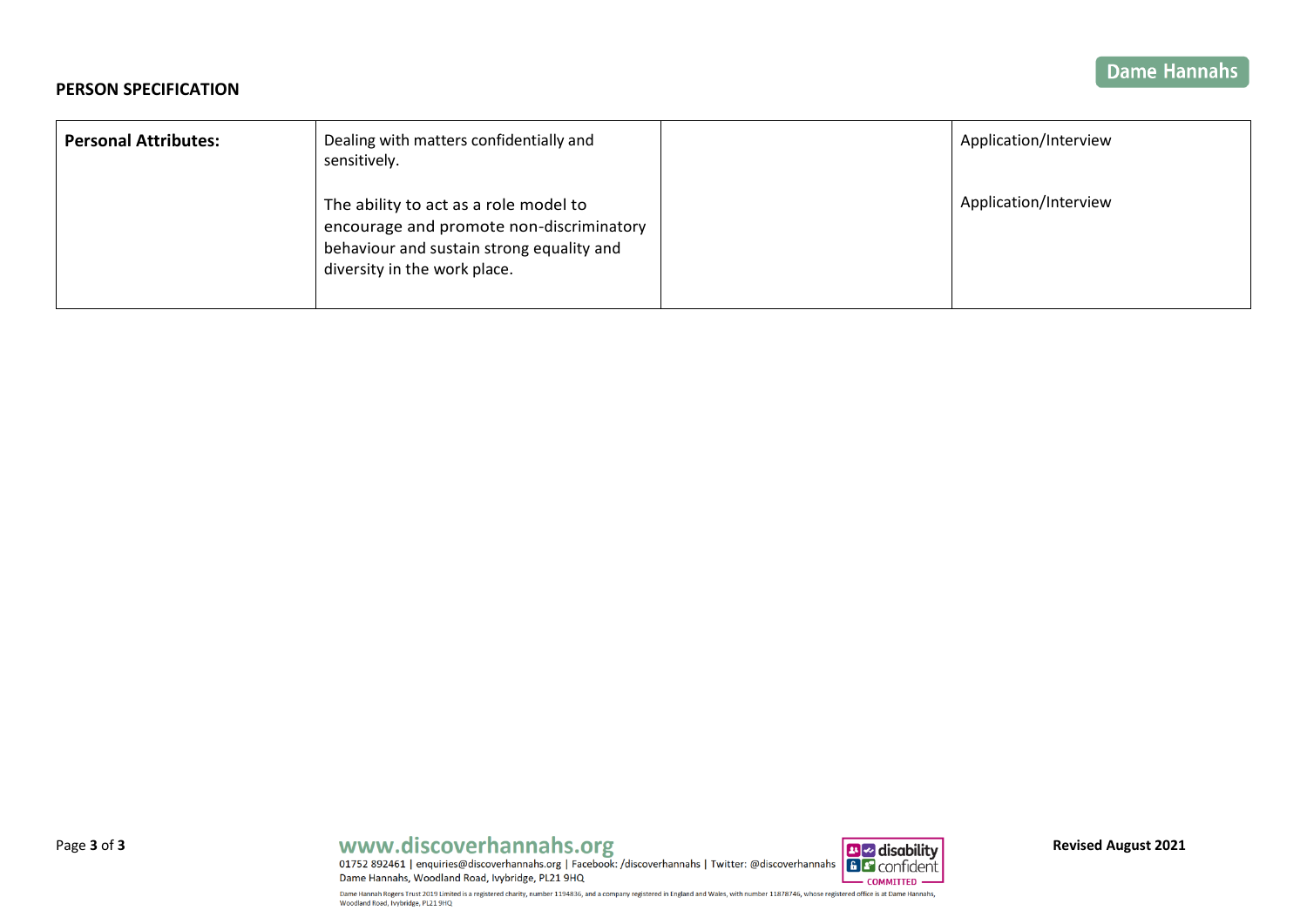**PERSON SPECIFICATION**

| | | | |
|---|---|---|---|
| **Personal Attributes:** | Dealing with matters confidentially and sensitively.<br><br>The ability to act as a role model to encourage and promote non-discriminatory behaviour and sustain strong equality and diversity in the work place. | | Application/Interview<br><br>Application/Interview |